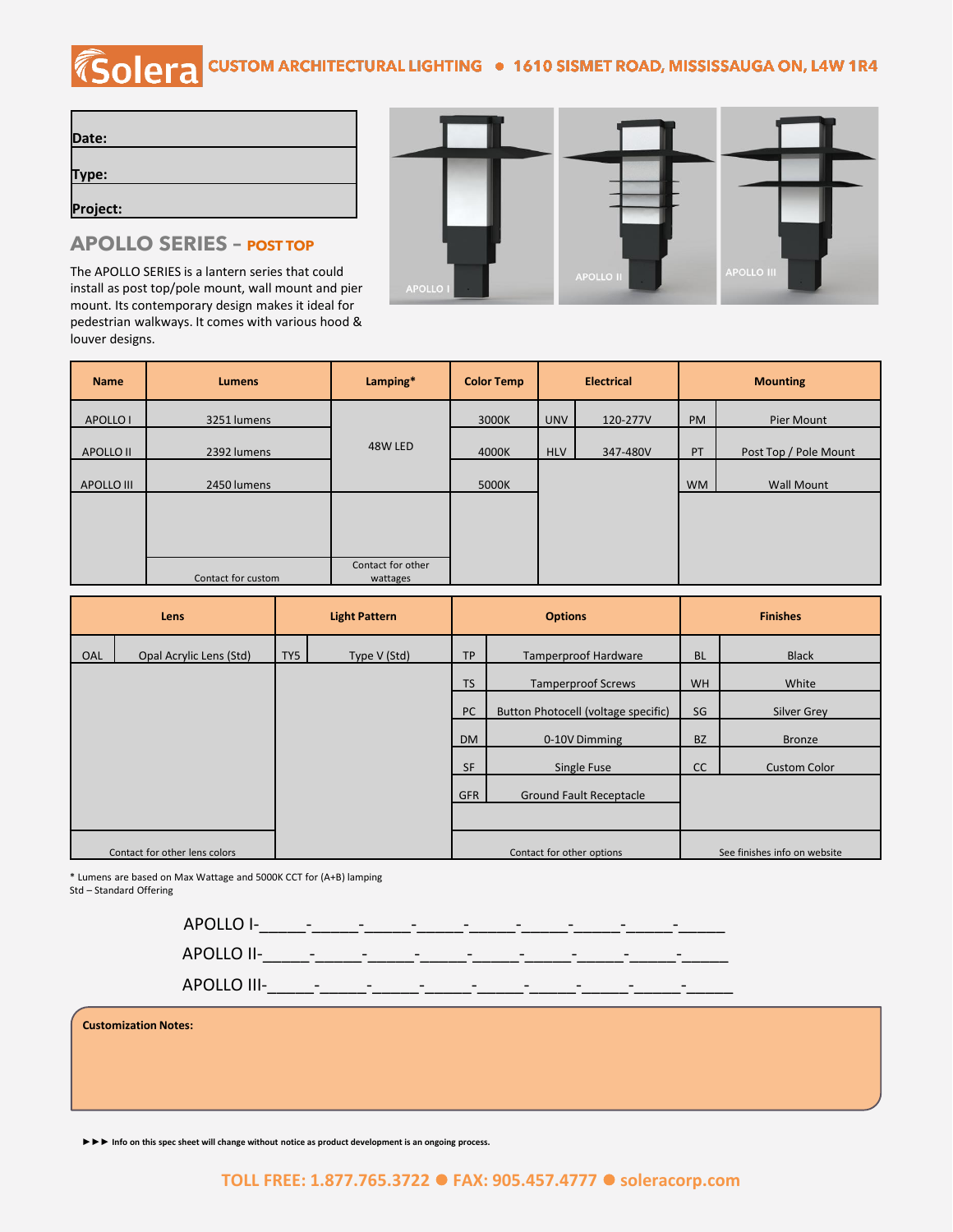**Solera** CUSTOM ARCHITECTURAL LIGHTING ● 1610 SISMET ROAD, MISSISSAUGA ON, L4W 1R4

| Date: |
|---|
| Type: |
| Project: |

## APOLLO SERIES – POST TOP

The APOLLO SERIES is a lantern series that could install as post top/pole mount, wall mount and pier mount. Its contemporary design makes it ideal for pedestrian walkways. It comes with various hood & louver designs.

APOLLO I APOLLO II APOLLO III

| Name | Lumens | Lamping* | Color Temp | Electrical | | Mounting | |
|---|---|---|---|---|---|---|---|
| APOLLO I | 3251 lumens | 48W LED | 3000K | UNV | 120-277V | PM | Pier Mount |
| APOLLO II | 2392 lumens | | 4000K | HLV | 347-480V | PT | Post Top / Pole Mount |
| APOLLO III | 2450 lumens | | 5000K | | | WM | Wall Mount |
| | Contact for custom | Contact for other wattages | | | | | |

| Lens | | Light Pattern | | Options | | Finishes | |
|---|---|---|---|---|---|---|---|
| OAL | Opal Acrylic Lens (Std) | TY5 | Type V (Std) | TP | Tamperproof Hardware | BL | Black |
| | | | | TS | Tamperproof Screws | WH | White |
| | | | | PC | Button Photocell (voltage specific) | SG | Silver Grey |
| | | | | DM | 0-10V Dimming | BZ | Bronze |
| | | | | SF | Single Fuse | CC | Custom Color |
| | | | | GFR | Ground Fault Receptacle | | |
| Contact for other lens colors | | | | Contact for other options | | See finishes info on website | |

\* Lumens are based on Max Wattage and 5000K CCT for (A+B) lamping
Std – Standard Offering

APOLLO I-_____-_____-_____-_____-_____-_____-_____-_____-_____

APOLLO II-_____-_____-_____-_____-_____-_____-_____-_____-_____

APOLLO III-_____-_____-_____-_____-_____-_____-_____-_____-_____

**Customization Notes:**

►►► Info on this spec sheet will change without notice as product development is an ongoing process.

TOLL FREE: 1.877.765.3722 ● FAX: 905.457.4777 ● soleracorp.com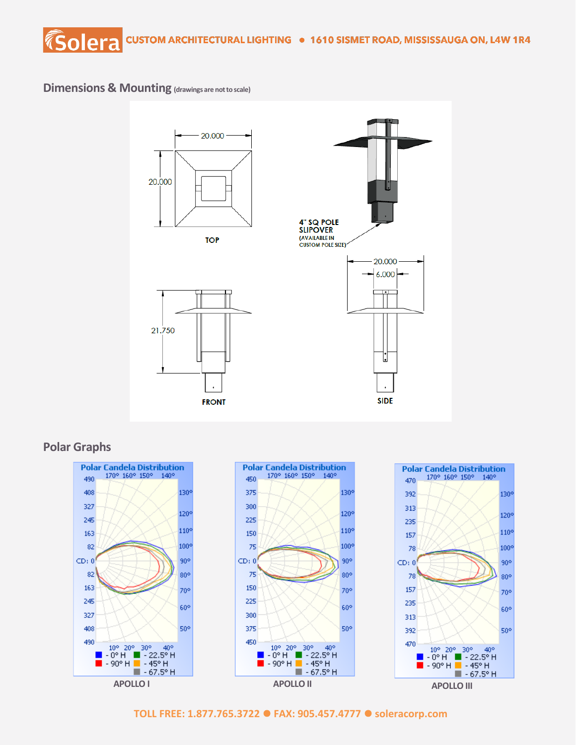Solera CUSTOM ARCHITECTURAL LIGHTING • 1610 SISMET ROAD, MISSISSAUGA ON, L4W 1R4

## Dimensions & Mounting (drawings are not to scale)

20.000

20.000

TOP

4" SQ POLE SLIPOVER (AVAILABLE IN CUSTOM POLE SIZE)

21.750

FRONT

20.000

6.000

SIDE

## Polar Graphs

Polar Candela Distribution

170° 160° 150° 140°

490 408 327 245 163 82 CD: 0 82 163 245 327 408 490

130° 120° 110° 100° 90° 80° 70° 60° 50°

10° 20° 30° 40°

- 0° H - 22.5° H - 90° H - 45° H - 67.5° H

APOLLO I

Polar Candela Distribution

170° 160° 150° 140°

450 375 300 225 150 75 CD: 0 75 150 225 300 375 450

130° 120° 110° 100° 90° 80° 70° 60° 50°

10° 20° 30° 40°

- 0° H - 22.5° H - 90° H - 45° H - 67.5° H

APOLLO II

Polar Candela Distribution

170° 160° 150° 140°

470 392 313 235 157 78 CD: 0 78 157 235 313 392 470

130° 120° 110° 100° 90° 80° 70° 60° 50°

10° 20° 30° 40°

- 0° H - 22.5° H - 90° H - 45° H - 67.5° H

APOLLO III

TOLL FREE: 1.877.765.3722 ● FAX: 905.457.4777 ● soleracorp.com